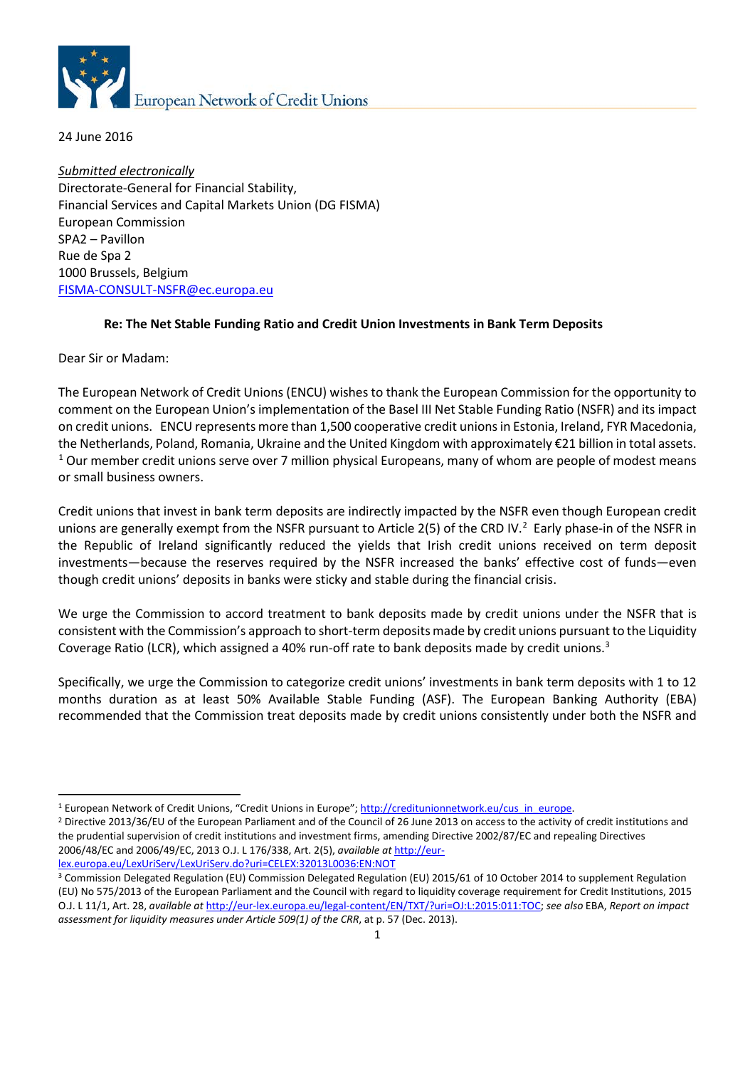European Network of Credit Unions

24 June 2016

*Submitted electronically*
Directorate-General for Financial Stability,
Financial Services and Capital Markets Union (DG FISMA)
European Commission
SPA2 – Pavillon
Rue de Spa 2
1000 Brussels, Belgium
FISMA-CONSULT-NSFR@ec.europa.eu

**Re: The Net Stable Funding Ratio and Credit Union Investments in Bank Term Deposits**

Dear Sir or Madam:

The European Network of Credit Unions (ENCU) wishes to thank the European Commission for the opportunity to comment on the European Union's implementation of the Basel III Net Stable Funding Ratio (NSFR) and its impact on credit unions. ENCU represents more than 1,500 cooperative credit unions in Estonia, Ireland, FYR Macedonia, the Netherlands, Poland, Romania, Ukraine and the United Kingdom with approximately €21 billion in total assets.[1] Our member credit unions serve over 7 million physical Europeans, many of whom are people of modest means or small business owners.

Credit unions that invest in bank term deposits are indirectly impacted by the NSFR even though European credit unions are generally exempt from the NSFR pursuant to Article 2(5) of the CRD IV.[2] Early phase-in of the NSFR in the Republic of Ireland significantly reduced the yields that Irish credit unions received on term deposit investments—because the reserves required by the NSFR increased the banks' effective cost of funds—even though credit unions' deposits in banks were sticky and stable during the financial crisis.

We urge the Commission to accord treatment to bank deposits made by credit unions under the NSFR that is consistent with the Commission's approach to short-term deposits made by credit unions pursuant to the Liquidity Coverage Ratio (LCR), which assigned a 40% run-off rate to bank deposits made by credit unions.[3]

Specifically, we urge the Commission to categorize credit unions' investments in bank term deposits with 1 to 12 months duration as at least 50% Available Stable Funding (ASF). The European Banking Authority (EBA) recommended that the Commission treat deposits made by credit unions consistently under both the NSFR and

---

[1] European Network of Credit Unions, "Credit Unions in Europe"; http://creditunionnetwork.eu/cus_in_europe.

[2] Directive 2013/36/EU of the European Parliament and of the Council of 26 June 2013 on access to the activity of credit institutions and the prudential supervision of credit institutions and investment firms, amending Directive 2002/87/EC and repealing Directives 2006/48/EC and 2006/49/EC, 2013 O.J. L 176/338, Art. 2(5), *available at* http://eur-lex.europa.eu/LexUriServ/LexUriServ.do?uri=CELEX:32013L0036:EN:NOT

[3] Commission Delegated Regulation (EU) Commission Delegated Regulation (EU) 2015/61 of 10 October 2014 to supplement Regulation (EU) No 575/2013 of the European Parliament and the Council with regard to liquidity coverage requirement for Credit Institutions, 2015 O.J. L 11/1, Art. 28, *available at* http://eur-lex.europa.eu/legal-content/EN/TXT/?uri=OJ:L:2015:011:TOC; *see also* EBA, *Report on impact assessment for liquidity measures under Article 509(1) of the CRR*, at p. 57 (Dec. 2013).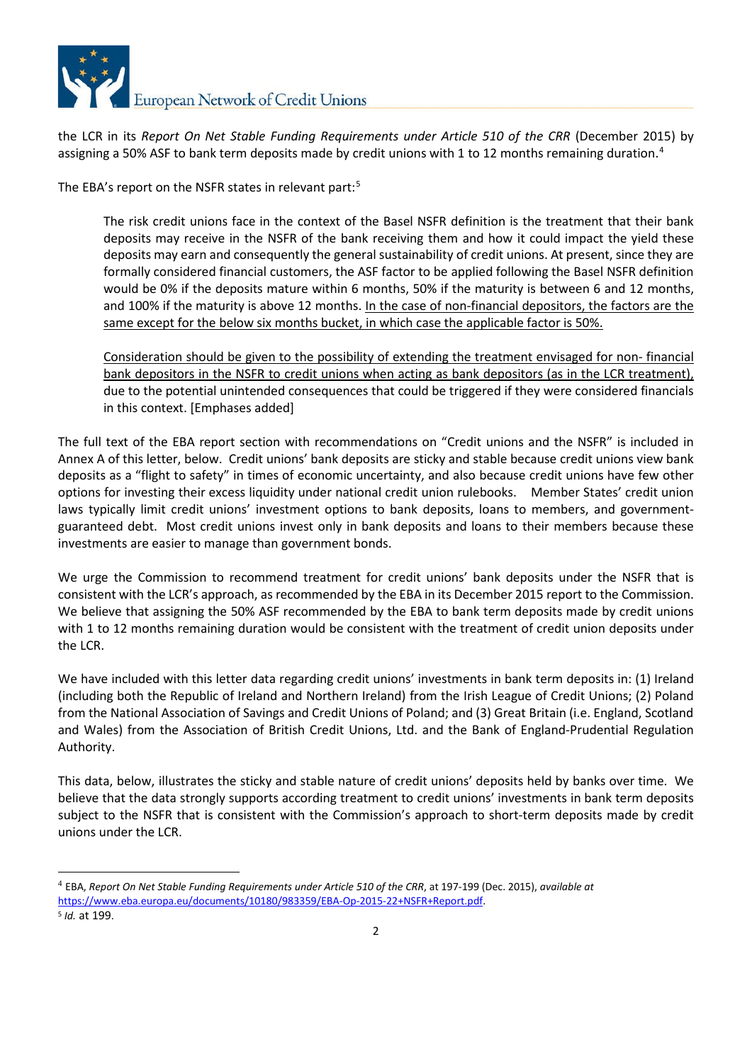the LCR in its *Report On Net Stable Funding Requirements under Article 510 of the CRR* (December 2015) by assigning a 50% ASF to bank term deposits made by credit unions with 1 to 12 months remaining duration.[4]

The EBA's report on the NSFR states in relevant part:[5]

> The risk credit unions face in the context of the Basel NSFR definition is the treatment that their bank deposits may receive in the NSFR of the bank receiving them and how it could impact the yield these deposits may earn and consequently the general sustainability of credit unions. At present, since they are formally considered financial customers, the ASF factor to be applied following the Basel NSFR definition would be 0% if the deposits mature within 6 months, 50% if the maturity is between 6 and 12 months, and 100% if the maturity is above 12 months. <u>In the case of non-financial depositors, the factors are the same except for the below six months bucket, in which case the applicable factor is 50%.</u>
>
> <u>Consideration should be given to the possibility of extending the treatment envisaged for non- financial bank depositors in the NSFR to credit unions when acting as bank depositors (as in the LCR treatment),</u> due to the potential unintended consequences that could be triggered if they were considered financials in this context. [Emphases added]

The full text of the EBA report section with recommendations on "Credit unions and the NSFR" is included in Annex A of this letter, below. Credit unions' bank deposits are sticky and stable because credit unions view bank deposits as a "flight to safety" in times of economic uncertainty, and also because credit unions have few other options for investing their excess liquidity under national credit union rulebooks. Member States' credit union laws typically limit credit unions' investment options to bank deposits, loans to members, and government-guaranteed debt. Most credit unions invest only in bank deposits and loans to their members because these investments are easier to manage than government bonds.

We urge the Commission to recommend treatment for credit unions' bank deposits under the NSFR that is consistent with the LCR's approach, as recommended by the EBA in its December 2015 report to the Commission. We believe that assigning the 50% ASF recommended by the EBA to bank term deposits made by credit unions with 1 to 12 months remaining duration would be consistent with the treatment of credit union deposits under the LCR.

We have included with this letter data regarding credit unions' investments in bank term deposits in: (1) Ireland (including both the Republic of Ireland and Northern Ireland) from the Irish League of Credit Unions; (2) Poland from the National Association of Savings and Credit Unions of Poland; and (3) Great Britain (i.e. England, Scotland and Wales) from the Association of British Credit Unions, Ltd. and the Bank of England-Prudential Regulation Authority.

This data, below, illustrates the sticky and stable nature of credit unions' deposits held by banks over time. We believe that the data strongly supports according treatment to credit unions' investments in bank term deposits subject to the NSFR that is consistent with the Commission's approach to short-term deposits made by credit unions under the LCR.

---

[4] EBA, *Report On Net Stable Funding Requirements under Article 510 of the CRR*, at 197-199 (Dec. 2015), *available at* https://www.eba.europa.eu/documents/10180/983359/EBA-Op-2015-22+NSFR+Report.pdf.

[5] *Id.* at 199.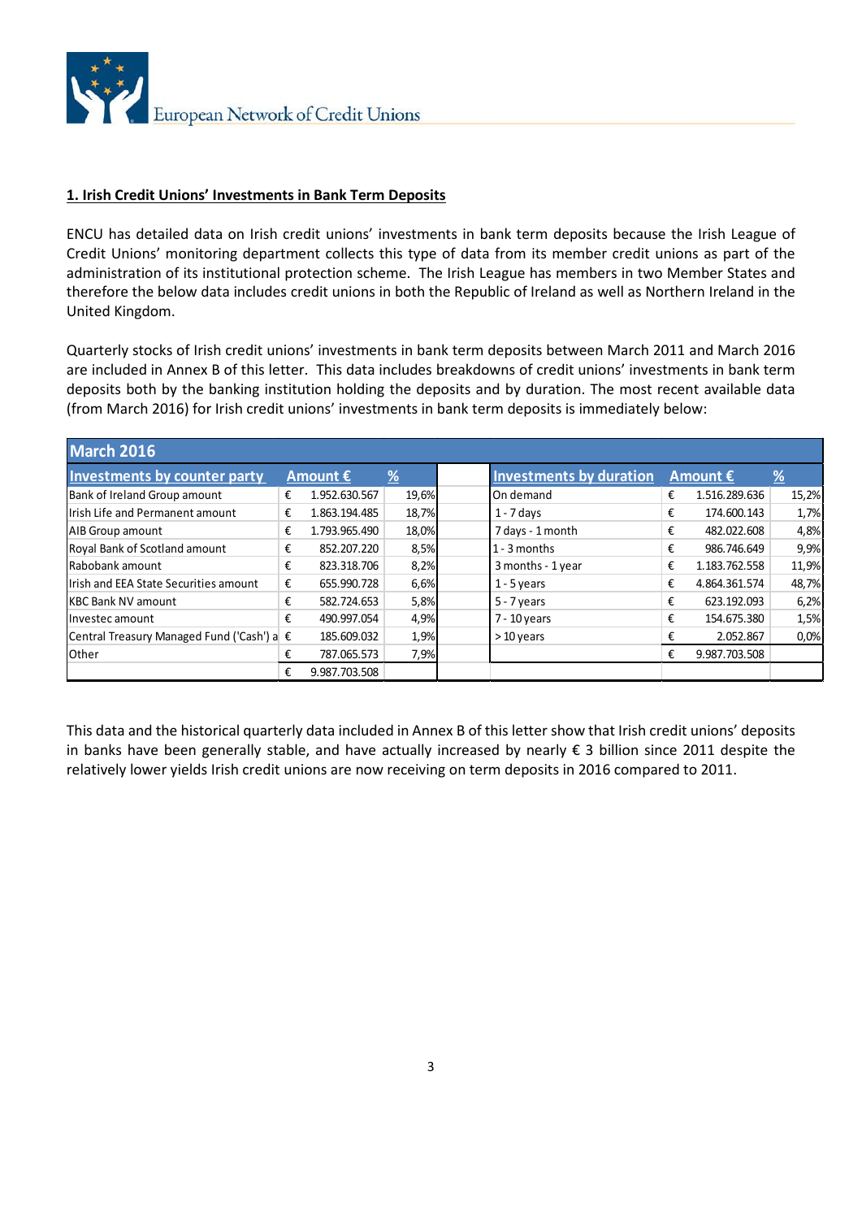## 1. Irish Credit Unions' Investments in Bank Term Deposits

ENCU has detailed data on Irish credit unions' investments in bank term deposits because the Irish League of Credit Unions' monitoring department collects this type of data from its member credit unions as part of the administration of its institutional protection scheme. The Irish League has members in two Member States and therefore the below data includes credit unions in both the Republic of Ireland as well as Northern Ireland in the United Kingdom.

Quarterly stocks of Irish credit unions' investments in bank term deposits between March 2011 and March 2016 are included in Annex B of this letter. This data includes breakdowns of credit unions' investments in bank term deposits both by the banking institution holding the deposits and by duration. The most recent available data (from March 2016) for Irish credit unions' investments in bank term deposits is immediately below:

| March 2016 | | | | | | | | |
|---|---|---|---|---|---|---|---|---|
| **Investments by counter party** | **Amount €** | | **%** | | **Investments by duration** | **Amount €** | | **%** |
| Bank of Ireland Group amount | € | 1.952.630.567 | 19,6% | | On demand | € | 1.516.289.636 | 15,2% |
| Irish Life and Permanent amount | € | 1.863.194.485 | 18,7% | | 1 - 7 days | € | 174.600.143 | 1,7% |
| AIB Group amount | € | 1.793.965.490 | 18,0% | | 7 days - 1 month | € | 482.022.608 | 4,8% |
| Royal Bank of Scotland amount | € | 852.207.220 | 8,5% | | 1 - 3 months | € | 986.746.649 | 9,9% |
| Rabobank amount | € | 823.318.706 | 8,2% | | 3 months - 1 year | € | 1.183.762.558 | 11,9% |
| Irish and EEA State Securities amount | € | 655.990.728 | 6,6% | | 1 - 5 years | € | 4.864.361.574 | 48,7% |
| KBC Bank NV amount | € | 582.724.653 | 5,8% | | 5 - 7 years | € | 623.192.093 | 6,2% |
| Investec amount | € | 490.997.054 | 4,9% | | 7 - 10 years | € | 154.675.380 | 1,5% |
| Central Treasury Managed Fund ('Cash') a | € | 185.609.032 | 1,9% | | > 10 years | € | 2.052.867 | 0,0% |
| Other | € | 787.065.573 | 7,9% | | | € | 9.987.703.508 | |
| | € | 9.987.703.508 | | | | | | |

This data and the historical quarterly data included in Annex B of this letter show that Irish credit unions' deposits in banks have been generally stable, and have actually increased by nearly € 3 billion since 2011 despite the relatively lower yields Irish credit unions are now receiving on term deposits in 2016 compared to 2011.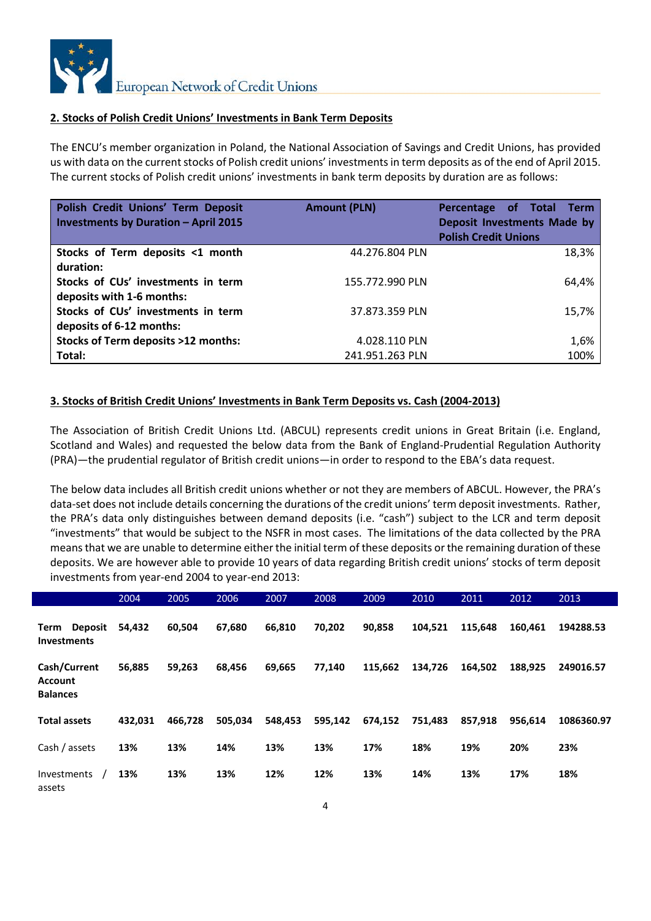## 2. Stocks of Polish Credit Unions' Investments in Bank Term Deposits

The ENCU's member organization in Poland, the National Association of Savings and Credit Unions, has provided us with data on the current stocks of Polish credit unions' investments in term deposits as of the end of April 2015. The current stocks of Polish credit unions' investments in bank term deposits by duration are as follows:

| Polish Credit Unions' Term Deposit Investments by Duration – April 2015 | Amount (PLN) | Percentage of Total Term Deposit Investments Made by Polish Credit Unions |
|---|---|---|
| **Stocks of Term deposits <1 month duration:** | 44.276.804 PLN | 18,3% |
| **Stocks of CUs' investments in term deposits with 1-6 months:** | 155.772.990 PLN | 64,4% |
| **Stocks of CUs' investments in term deposits of 6-12 months:** | 37.873.359 PLN | 15,7% |
| **Stocks of Term deposits >12 months:** | 4.028.110 PLN | 1,6% |
| **Total:** | 241.951.263 PLN | 100% |

## 3. Stocks of British Credit Unions' Investments in Bank Term Deposits vs. Cash (2004-2013)

The Association of British Credit Unions Ltd. (ABCUL) represents credit unions in Great Britain (i.e. England, Scotland and Wales) and requested the below data from the Bank of England-Prudential Regulation Authority (PRA)—the prudential regulator of British credit unions—in order to respond to the EBA's data request.

The below data includes all British credit unions whether or not they are members of ABCUL. However, the PRA's data-set does not include details concerning the durations of the credit unions' term deposit investments. Rather, the PRA's data only distinguishes between demand deposits (i.e. "cash") subject to the LCR and term deposit "investments" that would be subject to the NSFR in most cases. The limitations of the data collected by the PRA means that we are unable to determine either the initial term of these deposits or the remaining duration of these deposits. We are however able to provide 10 years of data regarding British credit unions' stocks of term deposit investments from year-end 2004 to year-end 2013:

| | 2004 | 2005 | 2006 | 2007 | 2008 | 2009 | 2010 | 2011 | 2012 | 2013 |
|---|---|---|---|---|---|---|---|---|---|---|
| **Term Deposit Investments** | **54,432** | **60,504** | **67,680** | **66,810** | **70,202** | **90,858** | **104,521** | **115,648** | **160,461** | **194288.53** |
| **Cash/Current Account Balances** | **56,885** | **59,263** | **68,456** | **69,665** | **77,140** | **115,662** | **134,726** | **164,502** | **188,925** | **249016.57** |
| **Total assets** | **432,031** | **466,728** | **505,034** | **548,453** | **595,142** | **674,152** | **751,483** | **857,918** | **956,614** | **1086360.97** |
| Cash / assets | **13%** | **13%** | **14%** | **13%** | **13%** | **17%** | **18%** | **19%** | **20%** | **23%** |
| Investments / assets | **13%** | **13%** | **13%** | **12%** | **12%** | **13%** | **14%** | **13%** | **17%** | **18%** |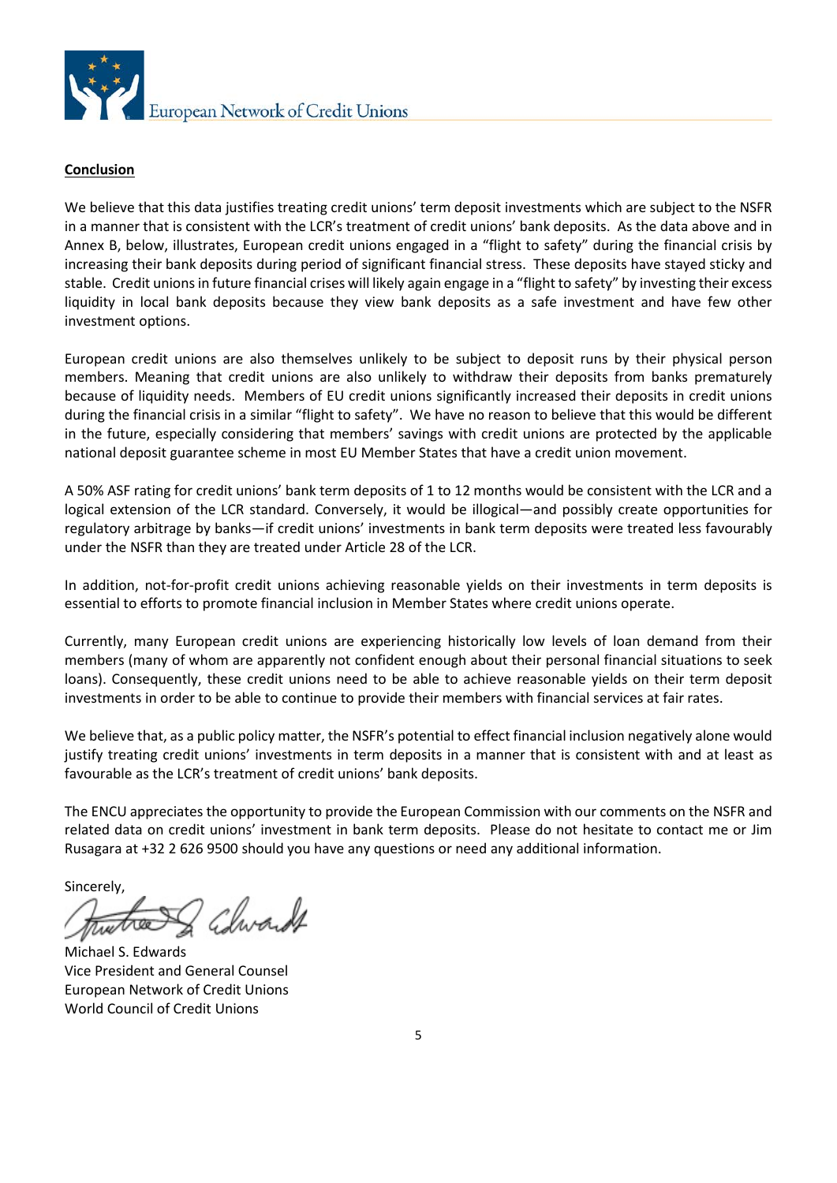**Conclusion**

We believe that this data justifies treating credit unions' term deposit investments which are subject to the NSFR in a manner that is consistent with the LCR's treatment of credit unions' bank deposits. As the data above and in Annex B, below, illustrates, European credit unions engaged in a "flight to safety" during the financial crisis by increasing their bank deposits during period of significant financial stress. These deposits have stayed sticky and stable. Credit unions in future financial crises will likely again engage in a "flight to safety" by investing their excess liquidity in local bank deposits because they view bank deposits as a safe investment and have few other investment options.

European credit unions are also themselves unlikely to be subject to deposit runs by their physical person members. Meaning that credit unions are also unlikely to withdraw their deposits from banks prematurely because of liquidity needs. Members of EU credit unions significantly increased their deposits in credit unions during the financial crisis in a similar "flight to safety". We have no reason to believe that this would be different in the future, especially considering that members' savings with credit unions are protected by the applicable national deposit guarantee scheme in most EU Member States that have a credit union movement.

A 50% ASF rating for credit unions' bank term deposits of 1 to 12 months would be consistent with the LCR and a logical extension of the LCR standard. Conversely, it would be illogical—and possibly create opportunities for regulatory arbitrage by banks—if credit unions' investments in bank term deposits were treated less favourably under the NSFR than they are treated under Article 28 of the LCR.

In addition, not-for-profit credit unions achieving reasonable yields on their investments in term deposits is essential to efforts to promote financial inclusion in Member States where credit unions operate.

Currently, many European credit unions are experiencing historically low levels of loan demand from their members (many of whom are apparently not confident enough about their personal financial situations to seek loans). Consequently, these credit unions need to be able to achieve reasonable yields on their term deposit investments in order to be able to continue to provide their members with financial services at fair rates.

We believe that, as a public policy matter, the NSFR's potential to effect financial inclusion negatively alone would justify treating credit unions' investments in term deposits in a manner that is consistent with and at least as favourable as the LCR's treatment of credit unions' bank deposits.

The ENCU appreciates the opportunity to provide the European Commission with our comments on the NSFR and related data on credit unions' investment in bank term deposits. Please do not hesitate to contact me or Jim Rusagara at +32 2 626 9500 should you have any questions or need any additional information.

Sincerely,

Michael S. Edwards  
Vice President and General Counsel  
European Network of Credit Unions  
World Council of Credit Unions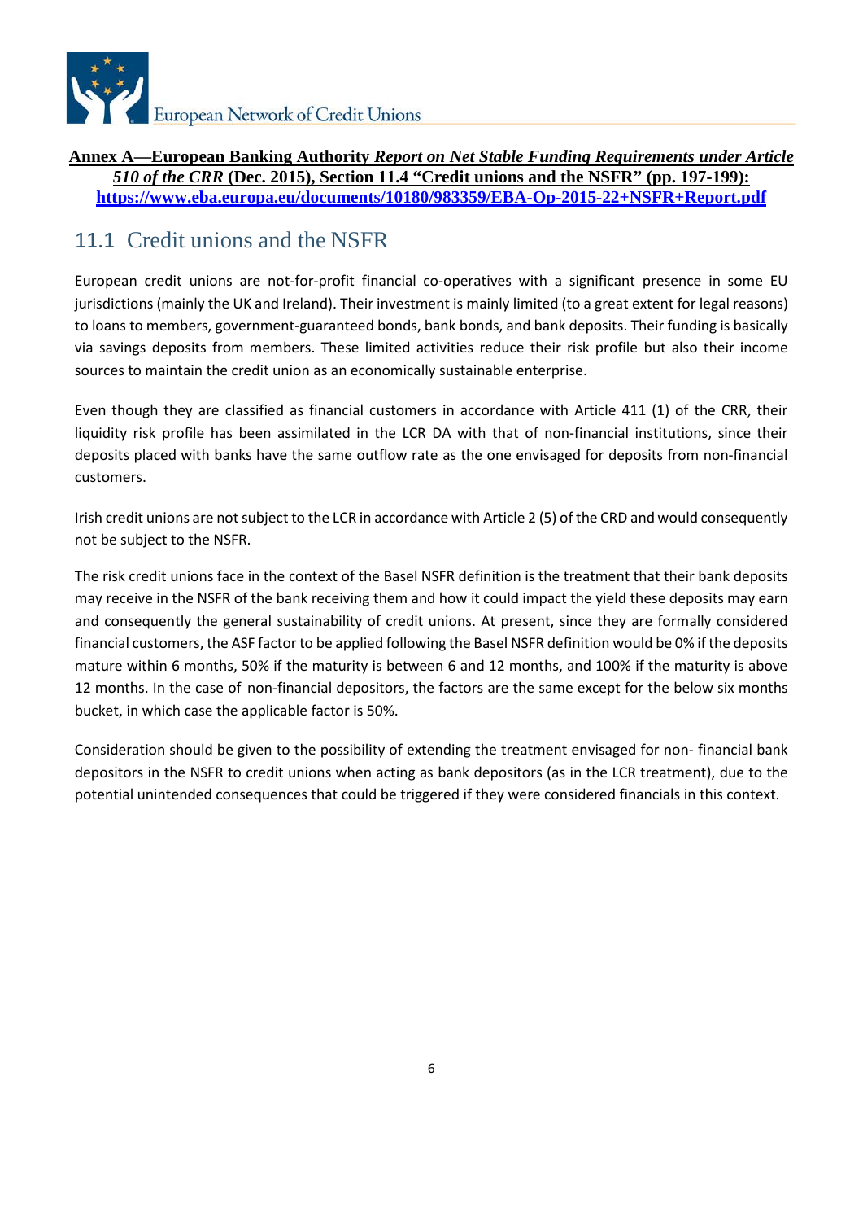**Annex A—European Banking Authority *Report on Net Stable Funding Requirements under Article 510 of the CRR* (Dec. 2015), Section 11.4 "Credit unions and the NSFR" (pp. 197-199):**
**https://www.eba.europa.eu/documents/10180/983359/EBA-Op-2015-22+NSFR+Report.pdf**

## 11.1 Credit unions and the NSFR

European credit unions are not-for-profit financial co-operatives with a significant presence in some EU jurisdictions (mainly the UK and Ireland). Their investment is mainly limited (to a great extent for legal reasons) to loans to members, government-guaranteed bonds, bank bonds, and bank deposits. Their funding is basically via savings deposits from members. These limited activities reduce their risk profile but also their income sources to maintain the credit union as an economically sustainable enterprise.

Even though they are classified as financial customers in accordance with Article 411 (1) of the CRR, their liquidity risk profile has been assimilated in the LCR DA with that of non-financial institutions, since their deposits placed with banks have the same outflow rate as the one envisaged for deposits from non-financial customers.

Irish credit unions are not subject to the LCR in accordance with Article 2 (5) of the CRD and would consequently not be subject to the NSFR.

The risk credit unions face in the context of the Basel NSFR definition is the treatment that their bank deposits may receive in the NSFR of the bank receiving them and how it could impact the yield these deposits may earn and consequently the general sustainability of credit unions. At present, since they are formally considered financial customers, the ASF factor to be applied following the Basel NSFR definition would be 0% if the deposits mature within 6 months, 50% if the maturity is between 6 and 12 months, and 100% if the maturity is above 12 months. In the case of non-financial depositors, the factors are the same except for the below six months bucket, in which case the applicable factor is 50%.

Consideration should be given to the possibility of extending the treatment envisaged for non- financial bank depositors in the NSFR to credit unions when acting as bank depositors (as in the LCR treatment), due to the potential unintended consequences that could be triggered if they were considered financials in this context.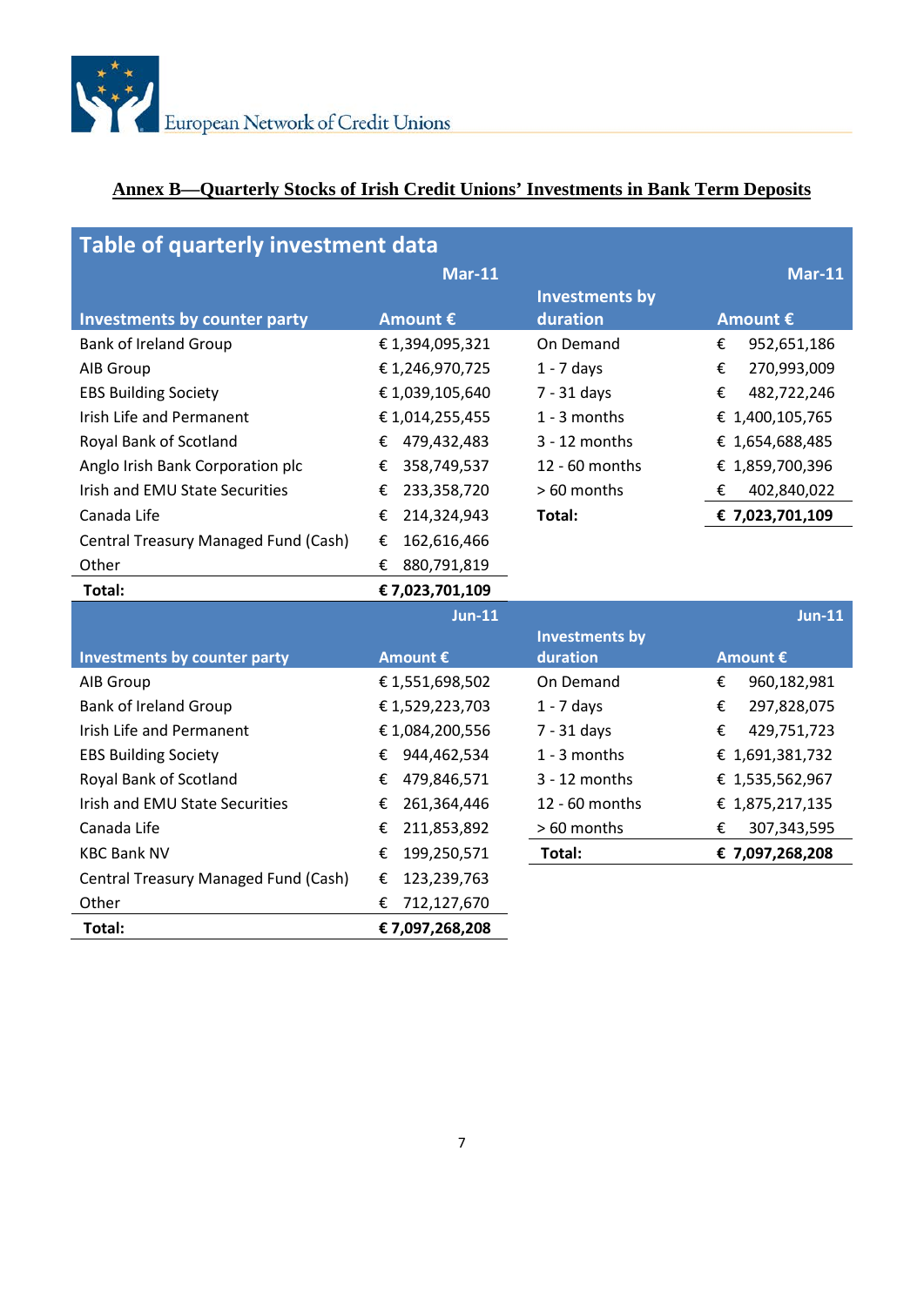## Annex B—Quarterly Stocks of Irish Credit Unions' Investments in Bank Term Deposits

**Table of quarterly investment data**

| Investments by counter party | Mar-11 Amount € | Investments by duration | Mar-11 Amount € |
|---|---|---|---|
| Bank of Ireland Group | € 1,394,095,321 | On Demand | € 952,651,186 |
| AIB Group | € 1,246,970,725 | 1 - 7 days | € 270,993,009 |
| EBS Building Society | € 1,039,105,640 | 7 - 31 days | € 482,722,246 |
| Irish Life and Permanent | € 1,014,255,455 | 1 - 3 months | € 1,400,105,765 |
| Royal Bank of Scotland | € 479,432,483 | 3 - 12 months | € 1,654,688,485 |
| Anglo Irish Bank Corporation plc | € 358,749,537 | 12 - 60 months | € 1,859,700,396 |
| Irish and EMU State Securities | € 233,358,720 | > 60 months | € 402,840,022 |
| Canada Life | € 214,324,943 | **Total:** | **€ 7,023,701,109** |
| Central Treasury Managed Fund (Cash) | € 162,616,466 | | |
| Other | € 880,791,819 | | |
| **Total:** | **€ 7,023,701,109** | | |

| Investments by counter party | Jun-11 Amount € | Investments by duration | Jun-11 Amount € |
|---|---|---|---|
| AIB Group | € 1,551,698,502 | On Demand | € 960,182,981 |
| Bank of Ireland Group | € 1,529,223,703 | 1 - 7 days | € 297,828,075 |
| Irish Life and Permanent | € 1,084,200,556 | 7 - 31 days | € 429,751,723 |
| EBS Building Society | € 944,462,534 | 1 - 3 months | € 1,691,381,732 |
| Royal Bank of Scotland | € 479,846,571 | 3 - 12 months | € 1,535,562,967 |
| Irish and EMU State Securities | € 261,364,446 | 12 - 60 months | € 1,875,217,135 |
| Canada Life | € 211,853,892 | > 60 months | € 307,343,595 |
| KBC Bank NV | € 199,250,571 | **Total:** | **€ 7,097,268,208** |
| Central Treasury Managed Fund (Cash) | € 123,239,763 | | |
| Other | € 712,127,670 | | |
| **Total:** | **€ 7,097,268,208** | | |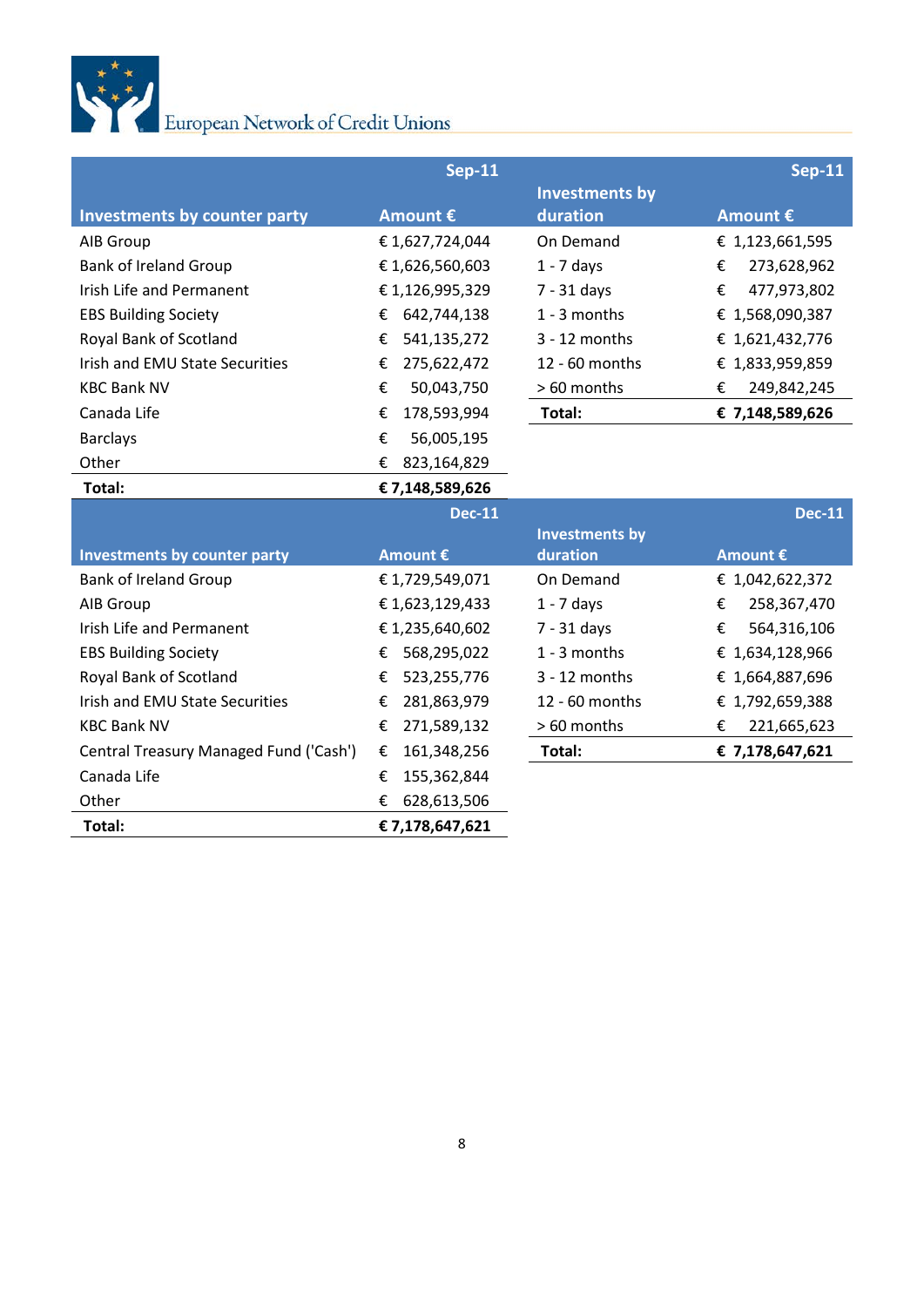| Investments by counter party | Sep-11 Amount € |
|---|---|
| AIB Group | € 1,627,724,044 |
| Bank of Ireland Group | € 1,626,560,603 |
| Irish Life and Permanent | € 1,126,995,329 |
| EBS Building Society | € 642,744,138 |
| Royal Bank of Scotland | € 541,135,272 |
| Irish and EMU State Securities | € 275,622,472 |
| KBC Bank NV | € 50,043,750 |
| Canada Life | € 178,593,994 |
| Barclays | € 56,005,195 |
| Other | € 823,164,829 |
| **Total:** | **€ 7,148,589,626** |

| Investments by duration | Sep-11 Amount € |
|---|---|
| On Demand | € 1,123,661,595 |
| 1 - 7 days | € 273,628,962 |
| 7 - 31 days | € 477,973,802 |
| 1 - 3 months | € 1,568,090,387 |
| 3 - 12 months | € 1,621,432,776 |
| 12 - 60 months | € 1,833,959,859 |
| > 60 months | € 249,842,245 |
| **Total:** | **€ 7,148,589,626** |

| Investments by counter party | Dec-11 Amount € |
|---|---|
| Bank of Ireland Group | € 1,729,549,071 |
| AIB Group | € 1,623,129,433 |
| Irish Life and Permanent | € 1,235,640,602 |
| EBS Building Society | € 568,295,022 |
| Royal Bank of Scotland | € 523,255,776 |
| Irish and EMU State Securities | € 281,863,979 |
| KBC Bank NV | € 271,589,132 |
| Central Treasury Managed Fund ('Cash') | € 161,348,256 |
| Canada Life | € 155,362,844 |
| Other | € 628,613,506 |
| **Total:** | **€ 7,178,647,621** |

| Investments by duration | Dec-11 Amount € |
|---|---|
| On Demand | € 1,042,622,372 |
| 1 - 7 days | € 258,367,470 |
| 7 - 31 days | € 564,316,106 |
| 1 - 3 months | € 1,634,128,966 |
| 3 - 12 months | € 1,664,887,696 |
| 12 - 60 months | € 1,792,659,388 |
| > 60 months | € 221,665,623 |
| **Total:** | **€ 7,178,647,621** |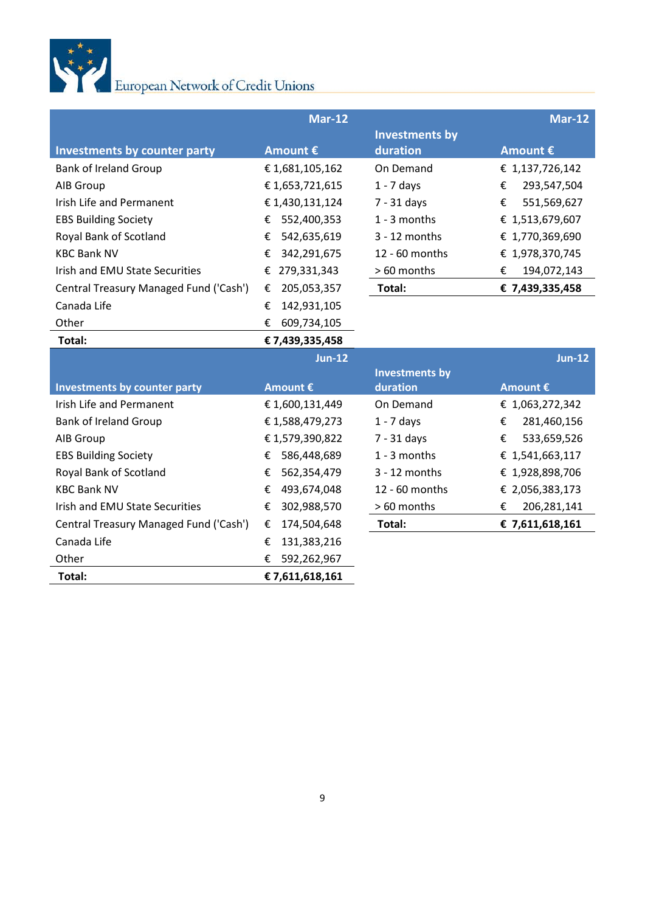| Investments by counter party | Mar-12 Amount € |
|---|---|
| Bank of Ireland Group | € 1,681,105,162 |
| AIB Group | € 1,653,721,615 |
| Irish Life and Permanent | € 1,430,131,124 |
| EBS Building Society | € 552,400,353 |
| Royal Bank of Scotland | € 542,635,619 |
| KBC Bank NV | € 342,291,675 |
| Irish and EMU State Securities | € 279,331,343 |
| Central Treasury Managed Fund ('Cash') | € 205,053,357 |
| Canada Life | € 142,931,105 |
| Other | € 609,734,105 |
| **Total:** | **€ 7,439,335,458** |

| Investments by duration | Mar-12 Amount € |
|---|---|
| On Demand | € 1,137,726,142 |
| 1 - 7 days | € 293,547,504 |
| 7 - 31 days | € 551,569,627 |
| 1 - 3 months | € 1,513,679,607 |
| 3 - 12 months | € 1,770,369,690 |
| 12 - 60 months | € 1,978,370,745 |
| > 60 months | € 194,072,143 |
| **Total:** | **€ 7,439,335,458** |

| Investments by counter party | Jun-12 Amount € |
|---|---|
| Irish Life and Permanent | € 1,600,131,449 |
| Bank of Ireland Group | € 1,588,479,273 |
| AIB Group | € 1,579,390,822 |
| EBS Building Society | € 586,448,689 |
| Royal Bank of Scotland | € 562,354,479 |
| KBC Bank NV | € 493,674,048 |
| Irish and EMU State Securities | € 302,988,570 |
| Central Treasury Managed Fund ('Cash') | € 174,504,648 |
| Canada Life | € 131,383,216 |
| Other | € 592,262,967 |
| **Total:** | **€ 7,611,618,161** |

| Investments by duration | Jun-12 Amount € |
|---|---|
| On Demand | € 1,063,272,342 |
| 1 - 7 days | € 281,460,156 |
| 7 - 31 days | € 533,659,526 |
| 1 - 3 months | € 1,541,663,117 |
| 3 - 12 months | € 1,928,898,706 |
| 12 - 60 months | € 2,056,383,173 |
| > 60 months | € 206,281,141 |
| **Total:** | **€ 7,611,618,161** |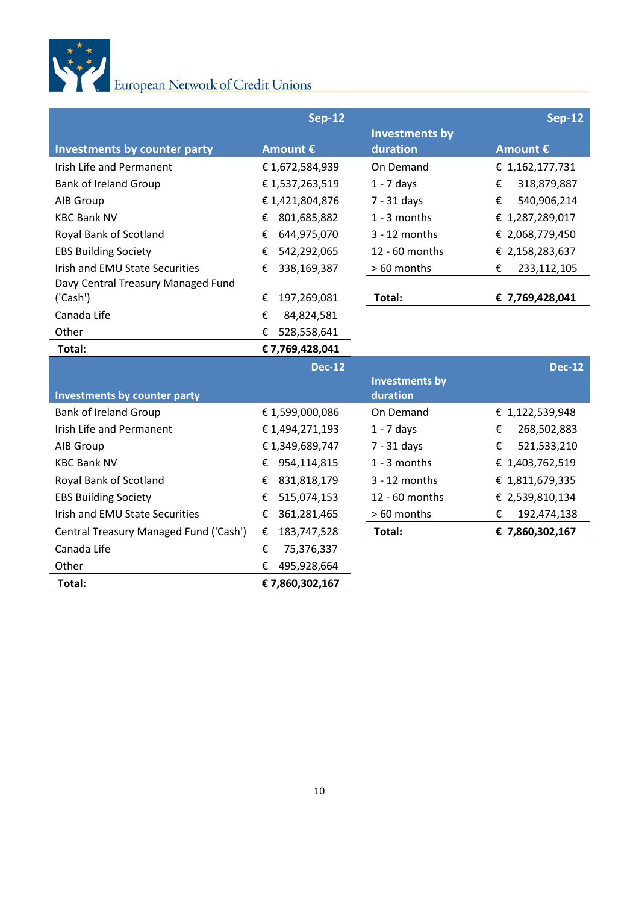European Network of Credit Unions

| Investments by counter party | Sep-12 Amount € |
|---|---|
| Irish Life and Permanent | € 1,672,584,939 |
| Bank of Ireland Group | € 1,537,263,519 |
| AIB Group | € 1,421,804,876 |
| KBC Bank NV | € 801,685,882 |
| Royal Bank of Scotland | € 644,975,070 |
| EBS Building Society | € 542,292,065 |
| Irish and EMU State Securities | € 338,169,387 |
| Davy Central Treasury Managed Fund ('Cash') | € 197,269,081 |
| Canada Life | € 84,824,581 |
| Other | € 528,558,641 |
| **Total:** | **€ 7,769,428,041** |

| Investments by duration | Sep-12 Amount € |
|---|---|
| On Demand | € 1,162,177,731 |
| 1 - 7 days | € 318,879,887 |
| 7 - 31 days | € 540,906,214 |
| 1 - 3 months | € 1,287,289,017 |
| 3 - 12 months | € 2,068,779,450 |
| 12 - 60 months | € 2,158,283,637 |
| > 60 months | € 233,112,105 |
| **Total:** | **€ 7,769,428,041** |

| Investments by counter party | Dec-12 |
|---|---|
| Bank of Ireland Group | € 1,599,000,086 |
| Irish Life and Permanent | € 1,494,271,193 |
| AIB Group | € 1,349,689,747 |
| KBC Bank NV | € 954,114,815 |
| Royal Bank of Scotland | € 831,818,179 |
| EBS Building Society | € 515,074,153 |
| Irish and EMU State Securities | € 361,281,465 |
| Central Treasury Managed Fund ('Cash') | € 183,747,528 |
| Canada Life | € 75,376,337 |
| Other | € 495,928,664 |
| **Total:** | **€ 7,860,302,167** |

| Investments by duration | Dec-12 |
|---|---|
| On Demand | € 1,122,539,948 |
| 1 - 7 days | € 268,502,883 |
| 7 - 31 days | € 521,533,210 |
| 1 - 3 months | € 1,403,762,519 |
| 3 - 12 months | € 1,811,679,335 |
| 12 - 60 months | € 2,539,810,134 |
| > 60 months | € 192,474,138 |
| **Total:** | **€ 7,860,302,167** |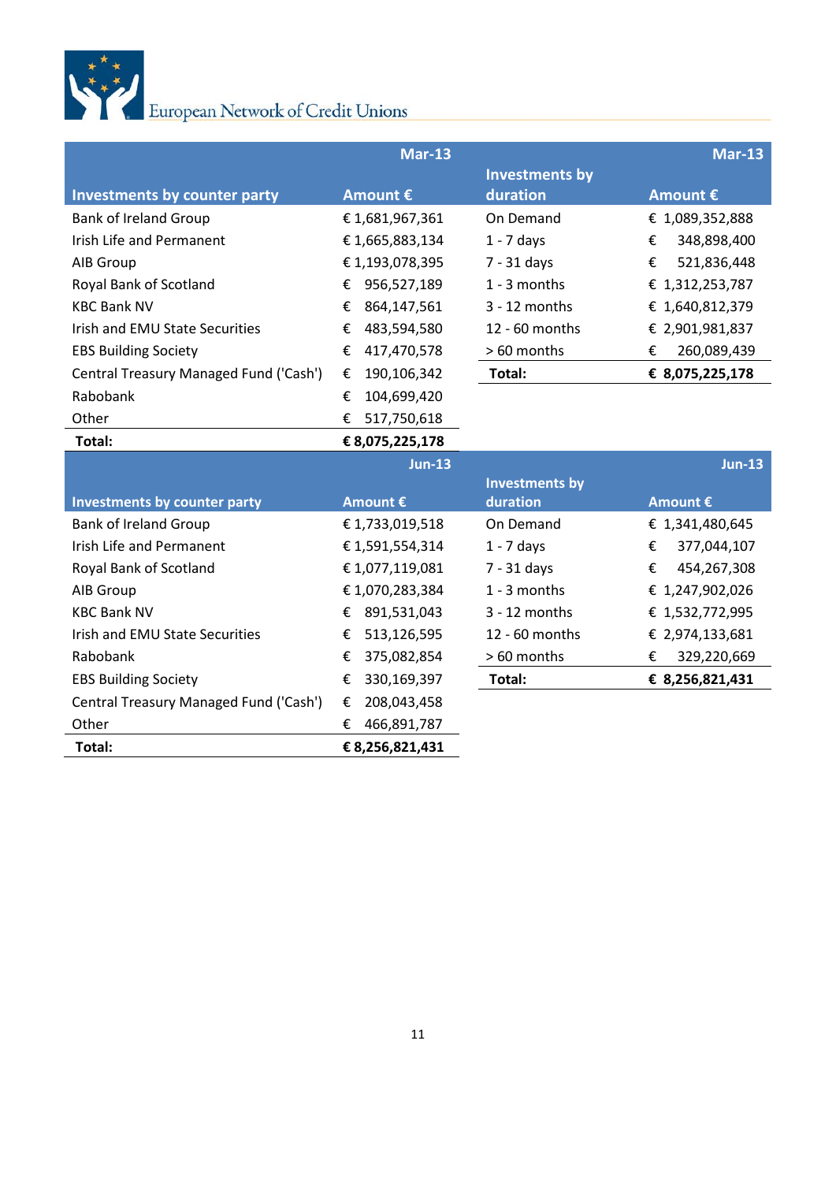| Investments by counter party | Mar-13 Amount € |
|---|---|
| Bank of Ireland Group | € 1,681,967,361 |
| Irish Life and Permanent | € 1,665,883,134 |
| AIB Group | € 1,193,078,395 |
| Royal Bank of Scotland | € 956,527,189 |
| KBC Bank NV | € 864,147,561 |
| Irish and EMU State Securities | € 483,594,580 |
| EBS Building Society | € 417,470,578 |
| Central Treasury Managed Fund ('Cash') | € 190,106,342 |
| Rabobank | € 104,699,420 |
| Other | € 517,750,618 |
| **Total:** | **€ 8,075,225,178** |

| Investments by duration | Mar-13 Amount € |
|---|---|
| On Demand | € 1,089,352,888 |
| 1 - 7 days | € 348,898,400 |
| 7 - 31 days | € 521,836,448 |
| 1 - 3 months | € 1,312,253,787 |
| 3 - 12 months | € 1,640,812,379 |
| 12 - 60 months | € 2,901,981,837 |
| > 60 months | € 260,089,439 |
| **Total:** | **€ 8,075,225,178** |

| Investments by counter party | Jun-13 Amount € |
|---|---|
| Bank of Ireland Group | € 1,733,019,518 |
| Irish Life and Permanent | € 1,591,554,314 |
| Royal Bank of Scotland | € 1,077,119,081 |
| AIB Group | € 1,070,283,384 |
| KBC Bank NV | € 891,531,043 |
| Irish and EMU State Securities | € 513,126,595 |
| Rabobank | € 375,082,854 |
| EBS Building Society | € 330,169,397 |
| Central Treasury Managed Fund ('Cash') | € 208,043,458 |
| Other | € 466,891,787 |
| **Total:** | **€ 8,256,821,431** |

| Investments by duration | Jun-13 Amount € |
|---|---|
| On Demand | € 1,341,480,645 |
| 1 - 7 days | € 377,044,107 |
| 7 - 31 days | € 454,267,308 |
| 1 - 3 months | € 1,247,902,026 |
| 3 - 12 months | € 1,532,772,995 |
| 12 - 60 months | € 2,974,133,681 |
| > 60 months | € 329,220,669 |
| **Total:** | **€ 8,256,821,431** |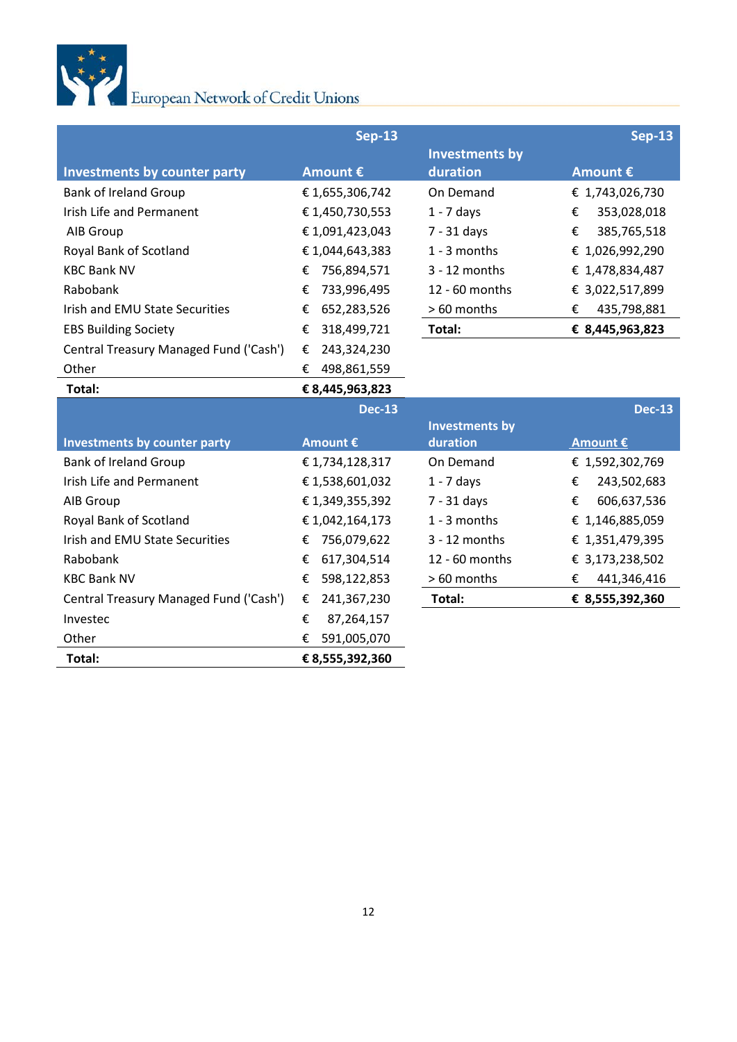| Investments by counter party | Sep-13 Amount € |
|---|---|
| Bank of Ireland Group | € 1,655,306,742 |
| Irish Life and Permanent | € 1,450,730,553 |
| AIB Group | € 1,091,423,043 |
| Royal Bank of Scotland | € 1,044,643,383 |
| KBC Bank NV | € 756,894,571 |
| Rabobank | € 733,996,495 |
| Irish and EMU State Securities | € 652,283,526 |
| EBS Building Society | € 318,499,721 |
| Central Treasury Managed Fund ('Cash') | € 243,324,230 |
| Other | € 498,861,559 |
| **Total:** | **€ 8,445,963,823** |

| Investments by duration | Sep-13 Amount € |
|---|---|
| On Demand | € 1,743,026,730 |
| 1 - 7 days | € 353,028,018 |
| 7 - 31 days | € 385,765,518 |
| 1 - 3 months | € 1,026,992,290 |
| 3 - 12 months | € 1,478,834,487 |
| 12 - 60 months | € 3,022,517,899 |
| > 60 months | € 435,798,881 |
| **Total:** | **€ 8,445,963,823** |

| Investments by counter party | Dec-13 Amount € |
|---|---|
| Bank of Ireland Group | € 1,734,128,317 |
| Irish Life and Permanent | € 1,538,601,032 |
| AIB Group | € 1,349,355,392 |
| Royal Bank of Scotland | € 1,042,164,173 |
| Irish and EMU State Securities | € 756,079,622 |
| Rabobank | € 617,304,514 |
| KBC Bank NV | € 598,122,853 |
| Central Treasury Managed Fund ('Cash') | € 241,367,230 |
| Investec | € 87,264,157 |
| Other | € 591,005,070 |
| **Total:** | **€ 8,555,392,360** |

| Investments by duration | Dec-13 Amount € |
|---|---|
| On Demand | € 1,592,302,769 |
| 1 - 7 days | € 243,502,683 |
| 7 - 31 days | € 606,637,536 |
| 1 - 3 months | € 1,146,885,059 |
| 3 - 12 months | € 1,351,479,395 |
| 12 - 60 months | € 3,173,238,502 |
| > 60 months | € 441,346,416 |
| **Total:** | **€ 8,555,392,360** |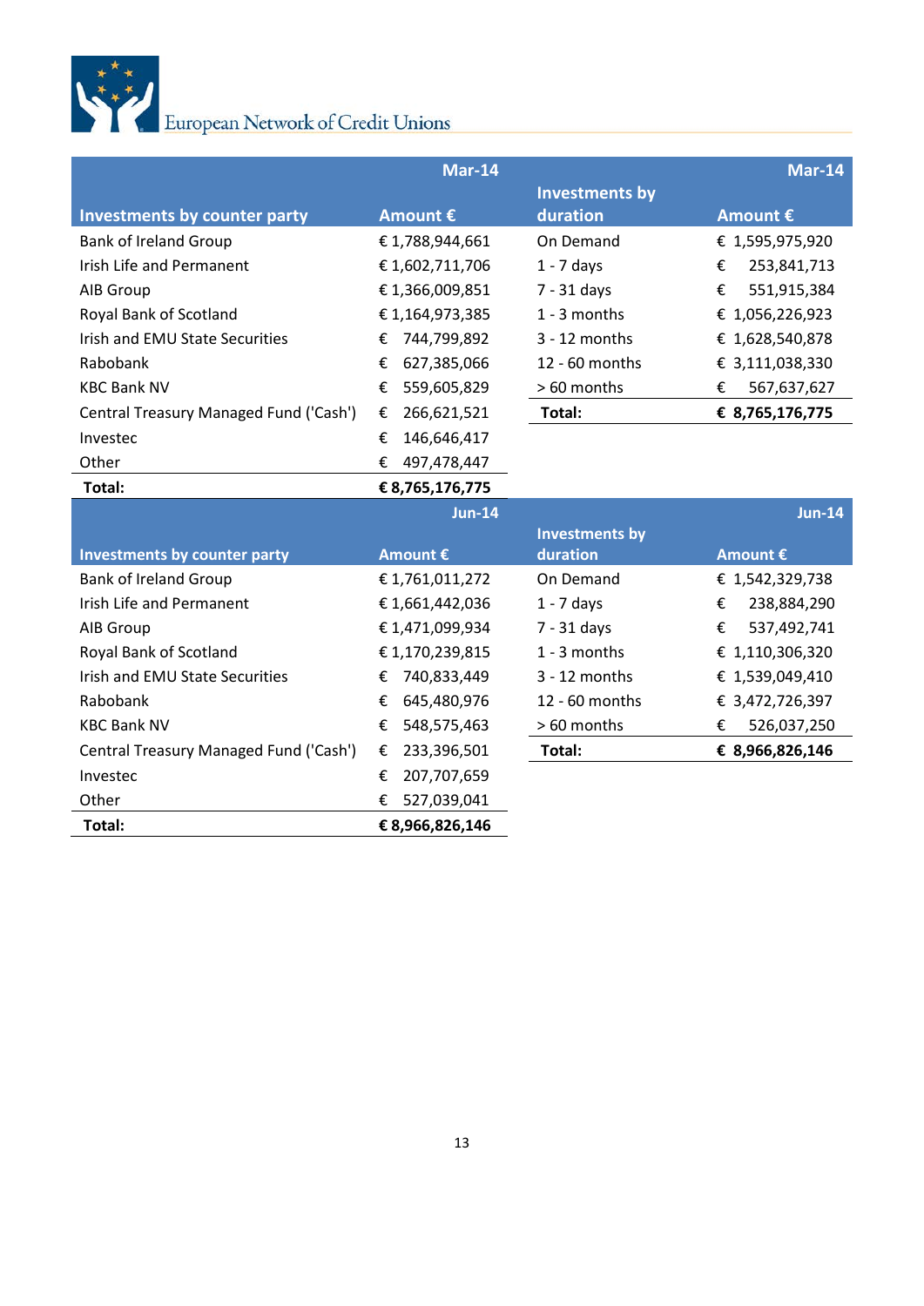| Investments by counter party | Mar-14 Amount € |
|---|---|
| Bank of Ireland Group | € 1,788,944,661 |
| Irish Life and Permanent | € 1,602,711,706 |
| AIB Group | € 1,366,009,851 |
| Royal Bank of Scotland | € 1,164,973,385 |
| Irish and EMU State Securities | € 744,799,892 |
| Rabobank | € 627,385,066 |
| KBC Bank NV | € 559,605,829 |
| Central Treasury Managed Fund ('Cash') | € 266,621,521 |
| Investec | € 146,646,417 |
| Other | € 497,478,447 |
| **Total:** | **€ 8,765,176,775** |

| Investments by duration | Mar-14 Amount € |
|---|---|
| On Demand | € 1,595,975,920 |
| 1 - 7 days | € 253,841,713 |
| 7 - 31 days | € 551,915,384 |
| 1 - 3 months | € 1,056,226,923 |
| 3 - 12 months | € 1,628,540,878 |
| 12 - 60 months | € 3,111,038,330 |
| > 60 months | € 567,637,627 |
| **Total:** | **€ 8,765,176,775** |

| Investments by counter party | Jun-14 Amount € |
|---|---|
| Bank of Ireland Group | € 1,761,011,272 |
| Irish Life and Permanent | € 1,661,442,036 |
| AIB Group | € 1,471,099,934 |
| Royal Bank of Scotland | € 1,170,239,815 |
| Irish and EMU State Securities | € 740,833,449 |
| Rabobank | € 645,480,976 |
| KBC Bank NV | € 548,575,463 |
| Central Treasury Managed Fund ('Cash') | € 233,396,501 |
| Investec | € 207,707,659 |
| Other | € 527,039,041 |
| **Total:** | **€ 8,966,826,146** |

| Investments by duration | Jun-14 Amount € |
|---|---|
| On Demand | € 1,542,329,738 |
| 1 - 7 days | € 238,884,290 |
| 7 - 31 days | € 537,492,741 |
| 1 - 3 months | € 1,110,306,320 |
| 3 - 12 months | € 1,539,049,410 |
| 12 - 60 months | € 3,472,726,397 |
| > 60 months | € 526,037,250 |
| **Total:** | **€ 8,966,826,146** |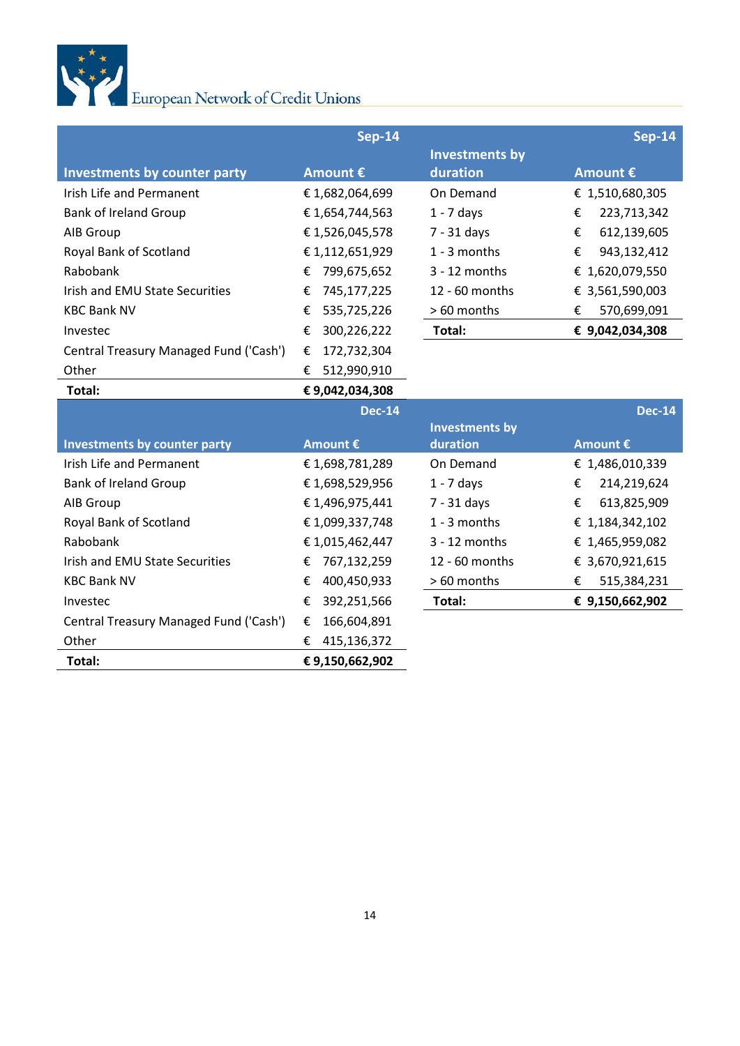| Investments by counter party | Sep-14<br>Amount € |
|---|---|
| Irish Life and Permanent | € 1,682,064,699 |
| Bank of Ireland Group | € 1,654,744,563 |
| AIB Group | € 1,526,045,578 |
| Royal Bank of Scotland | € 1,112,651,929 |
| Rabobank | € 799,675,652 |
| Irish and EMU State Securities | € 745,177,225 |
| KBC Bank NV | € 535,725,226 |
| Investec | € 300,226,222 |
| Central Treasury Managed Fund ('Cash') | € 172,732,304 |
| Other | € 512,990,910 |
| **Total:** | **€ 9,042,034,308** |

| Investments by duration | Sep-14<br>Amount € |
|---|---|
| On Demand | € 1,510,680,305 |
| 1 - 7 days | € 223,713,342 |
| 7 - 31 days | € 612,139,605 |
| 1 - 3 months | € 943,132,412 |
| 3 - 12 months | € 1,620,079,550 |
| 12 - 60 months | € 3,561,590,003 |
| > 60 months | € 570,699,091 |
| **Total:** | **€ 9,042,034,308** |

| Investments by counter party | Dec-14<br>Amount € |
|---|---|
| Irish Life and Permanent | € 1,698,781,289 |
| Bank of Ireland Group | € 1,698,529,956 |
| AIB Group | € 1,496,975,441 |
| Royal Bank of Scotland | € 1,099,337,748 |
| Rabobank | € 1,015,462,447 |
| Irish and EMU State Securities | € 767,132,259 |
| KBC Bank NV | € 400,450,933 |
| Investec | € 392,251,566 |
| Central Treasury Managed Fund ('Cash') | € 166,604,891 |
| Other | € 415,136,372 |
| **Total:** | **€ 9,150,662,902** |

| Investments by duration | Dec-14<br>Amount € |
|---|---|
| On Demand | € 1,486,010,339 |
| 1 - 7 days | € 214,219,624 |
| 7 - 31 days | € 613,825,909 |
| 1 - 3 months | € 1,184,342,102 |
| 3 - 12 months | € 1,465,959,082 |
| 12 - 60 months | € 3,670,921,615 |
| > 60 months | € 515,384,231 |
| **Total:** | **€ 9,150,662,902** |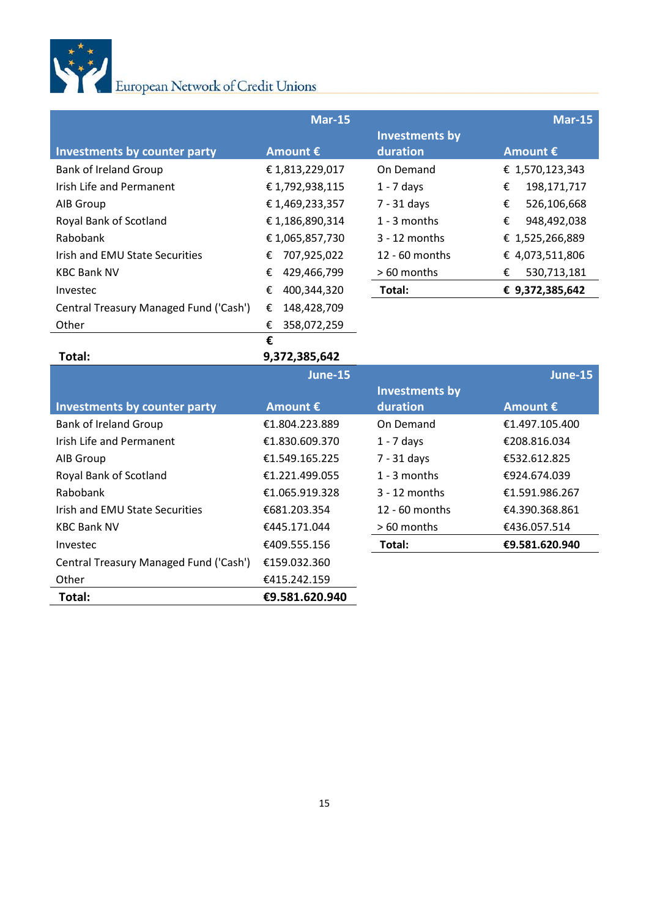| Investments by counter party | Mar-15 Amount € |
|---|---|
| Bank of Ireland Group | € 1,813,229,017 |
| Irish Life and Permanent | € 1,792,938,115 |
| AIB Group | € 1,469,233,357 |
| Royal Bank of Scotland | € 1,186,890,314 |
| Rabobank | € 1,065,857,730 |
| Irish and EMU State Securities | € 707,925,022 |
| KBC Bank NV | € 429,466,799 |
| Investec | € 400,344,320 |
| Central Treasury Managed Fund ('Cash') | € 148,428,709 |
| Other | € 358,072,259 |
| **Total:** | **€ 9,372,385,642** |

| Investments by duration | Mar-15 Amount € |
|---|---|
| On Demand | € 1,570,123,343 |
| 1 - 7 days | € 198,171,717 |
| 7 - 31 days | € 526,106,668 |
| 1 - 3 months | € 948,492,038 |
| 3 - 12 months | € 1,525,266,889 |
| 12 - 60 months | € 4,073,511,806 |
| > 60 months | € 530,713,181 |
| **Total:** | **€ 9,372,385,642** |

| Investments by counter party | June-15 Amount € |
|---|---|
| Bank of Ireland Group | €1.804.223.889 |
| Irish Life and Permanent | €1.830.609.370 |
| AIB Group | €1.549.165.225 |
| Royal Bank of Scotland | €1.221.499.055 |
| Rabobank | €1.065.919.328 |
| Irish and EMU State Securities | €681.203.354 |
| KBC Bank NV | €445.171.044 |
| Investec | €409.555.156 |
| Central Treasury Managed Fund ('Cash') | €159.032.360 |
| Other | €415.242.159 |
| **Total:** | **€9.581.620.940** |

| Investments by duration | June-15 Amount € |
|---|---|
| On Demand | €1.497.105.400 |
| 1 - 7 days | €208.816.034 |
| 7 - 31 days | €532.612.825 |
| 1 - 3 months | €924.674.039 |
| 3 - 12 months | €1.591.986.267 |
| 12 - 60 months | €4.390.368.861 |
| > 60 months | €436.057.514 |
| **Total:** | **€9.581.620.940** |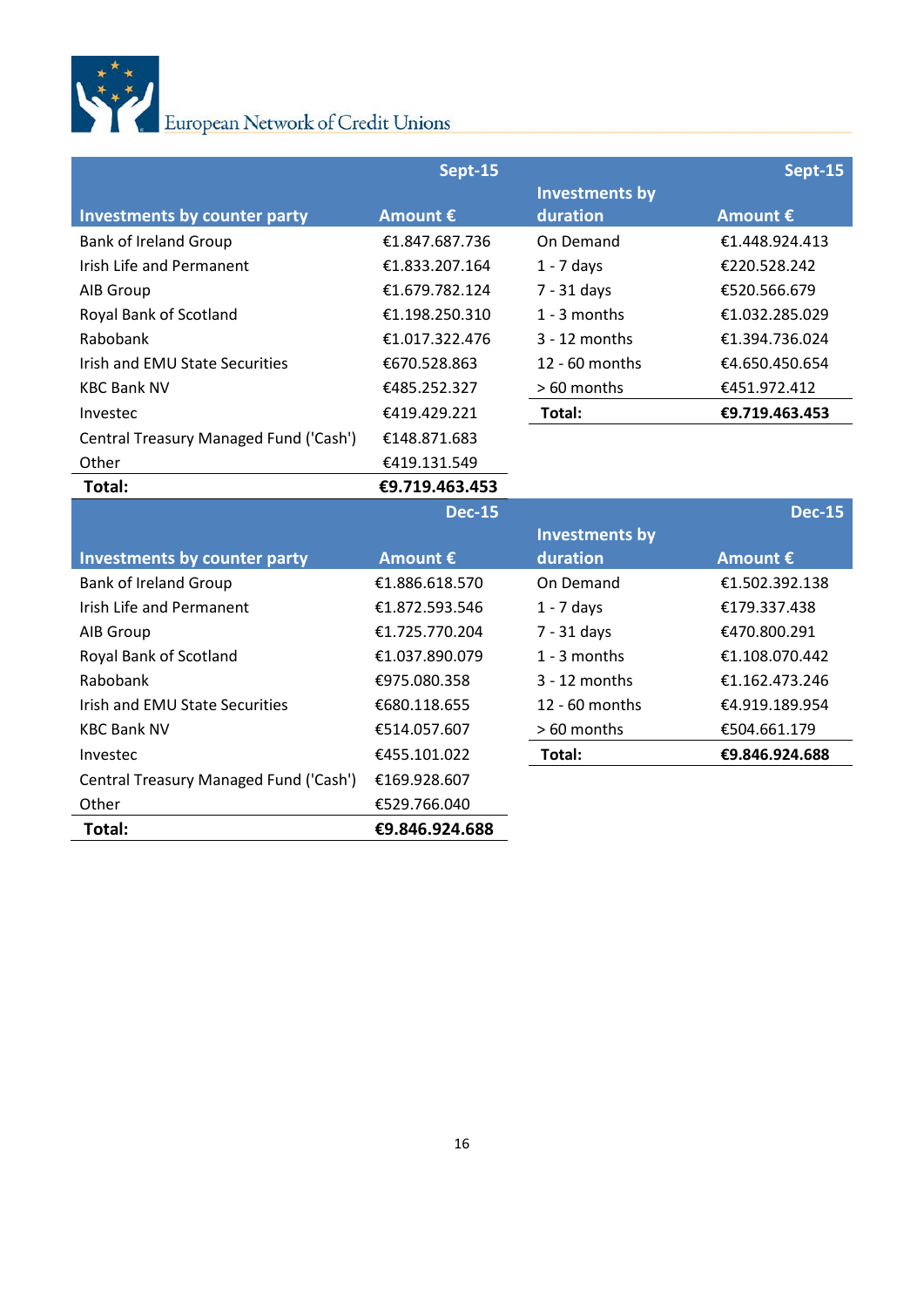| Investments by counter party | Sept-15 Amount € |
|---|---|
| Bank of Ireland Group | €1.847.687.736 |
| Irish Life and Permanent | €1.833.207.164 |
| AIB Group | €1.679.782.124 |
| Royal Bank of Scotland | €1.198.250.310 |
| Rabobank | €1.017.322.476 |
| Irish and EMU State Securities | €670.528.863 |
| KBC Bank NV | €485.252.327 |
| Investec | €419.429.221 |
| Central Treasury Managed Fund ('Cash') | €148.871.683 |
| Other | €419.131.549 |
| **Total:** | **€9.719.463.453** |

| Investments by duration | Sept-15 Amount € |
|---|---|
| On Demand | €1.448.924.413 |
| 1 - 7 days | €220.528.242 |
| 7 - 31 days | €520.566.679 |
| 1 - 3 months | €1.032.285.029 |
| 3 - 12 months | €1.394.736.024 |
| 12 - 60 months | €4.650.450.654 |
| > 60 months | €451.972.412 |
| **Total:** | **€9.719.463.453** |

| Investments by counter party | Dec-15 Amount € |
|---|---|
| Bank of Ireland Group | €1.886.618.570 |
| Irish Life and Permanent | €1.872.593.546 |
| AIB Group | €1.725.770.204 |
| Royal Bank of Scotland | €1.037.890.079 |
| Rabobank | €975.080.358 |
| Irish and EMU State Securities | €680.118.655 |
| KBC Bank NV | €514.057.607 |
| Investec | €455.101.022 |
| Central Treasury Managed Fund ('Cash') | €169.928.607 |
| Other | €529.766.040 |
| **Total:** | **€9.846.924.688** |

| Investments by duration | Dec-15 Amount € |
|---|---|
| On Demand | €1.502.392.138 |
| 1 - 7 days | €179.337.438 |
| 7 - 31 days | €470.800.291 |
| 1 - 3 months | €1.108.070.442 |
| 3 - 12 months | €1.162.473.246 |
| 12 - 60 months | €4.919.189.954 |
| > 60 months | €504.661.179 |
| **Total:** | **€9.846.924.688** |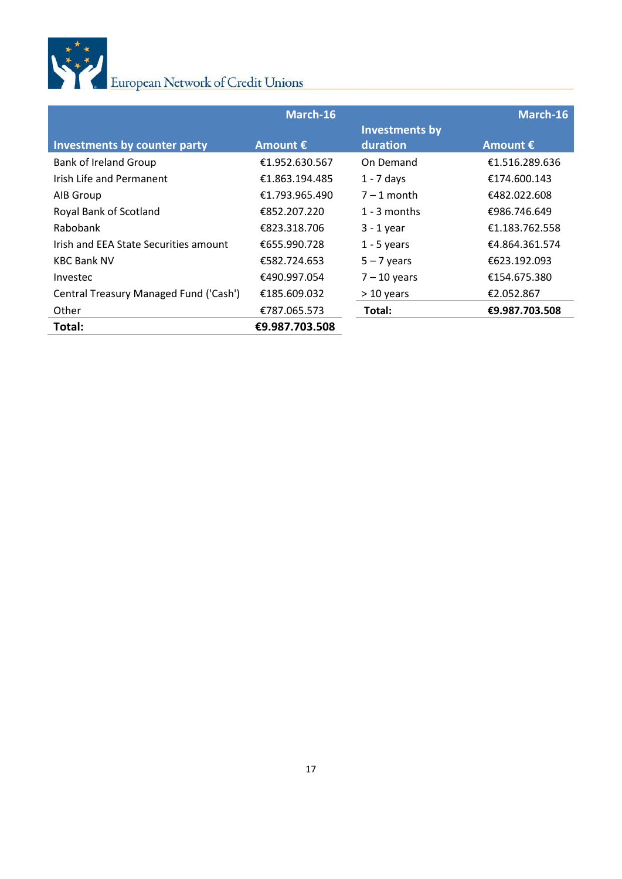| Investments by counter party | March-16 Amount € | Investments by duration | March-16 Amount € |
|---|---|---|---|
| Bank of Ireland Group | €1.952.630.567 | On Demand | €1.516.289.636 |
| Irish Life and Permanent | €1.863.194.485 | 1 - 7 days | €174.600.143 |
| AIB Group | €1.793.965.490 | 7 – 1 month | €482.022.608 |
| Royal Bank of Scotland | €852.207.220 | 1 - 3 months | €986.746.649 |
| Rabobank | €823.318.706 | 3 - 1 year | €1.183.762.558 |
| Irish and EEA State Securities amount | €655.990.728 | 1 - 5 years | €4.864.361.574 |
| KBC Bank NV | €582.724.653 | 5 – 7 years | €623.192.093 |
| Investec | €490.997.054 | 7 – 10 years | €154.675.380 |
| Central Treasury Managed Fund ('Cash') | €185.609.032 | > 10 years | €2.052.867 |
| Other | €787.065.573 | **Total:** | **€9.987.703.508** |
| **Total:** | **€9.987.703.508** | | |